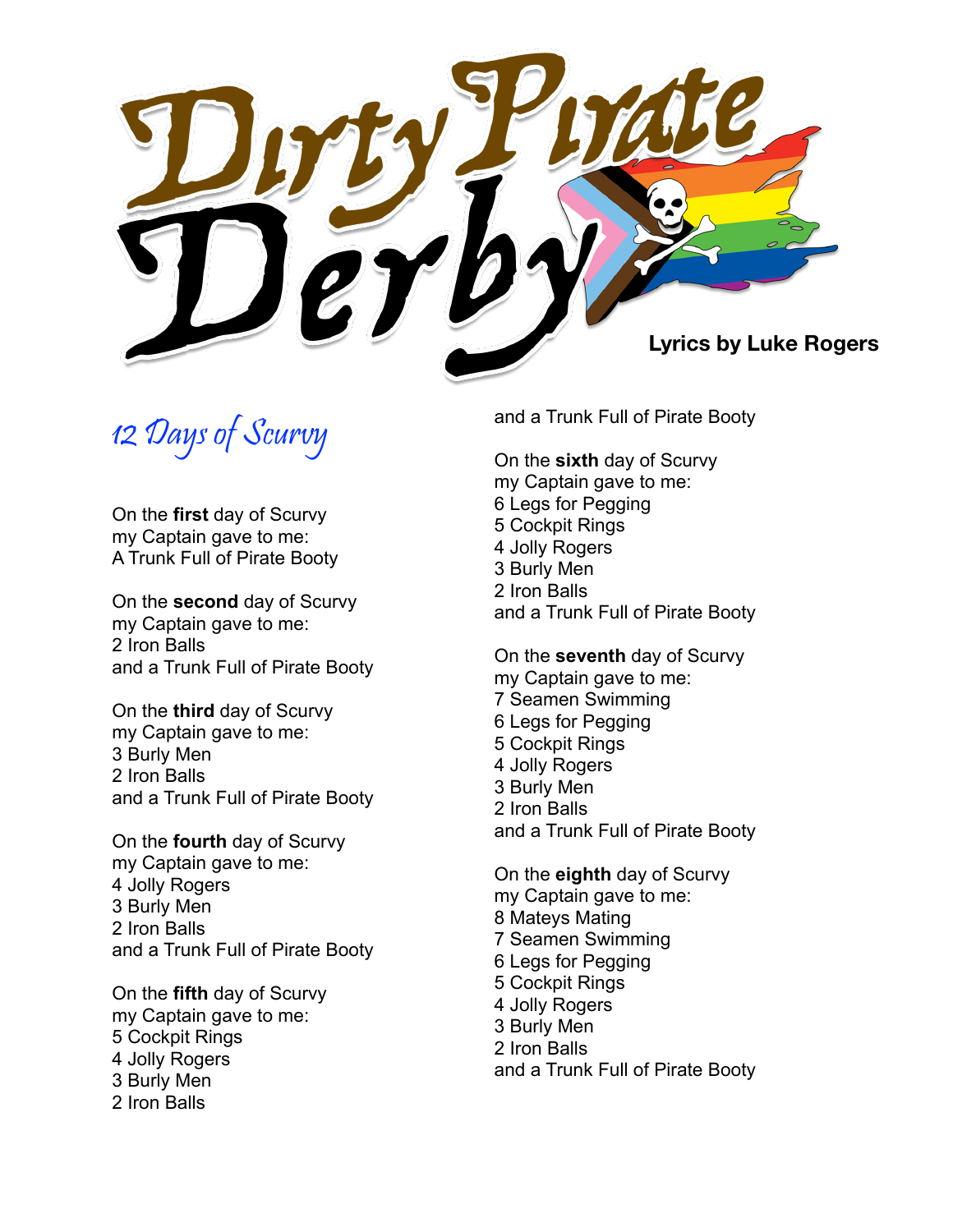# Dirty Pirate Derby

**Lyrics by Luke Rogers**

## 12 Days of Scurvy

On the **first** day of Scurvy
my Captain gave to me:
A Trunk Full of Pirate Booty

On the **second** day of Scurvy
my Captain gave to me:
2 Iron Balls
and a Trunk Full of Pirate Booty

On the **third** day of Scurvy
my Captain gave to me:
3 Burly Men
2 Iron Balls
and a Trunk Full of Pirate Booty

On the **fourth** day of Scurvy
my Captain gave to me:
4 Jolly Rogers
3 Burly Men
2 Iron Balls
and a Trunk Full of Pirate Booty

On the **fifth** day of Scurvy
my Captain gave to me:
5 Cockpit Rings
4 Jolly Rogers
3 Burly Men
2 Iron Balls
and a Trunk Full of Pirate Booty

On the **sixth** day of Scurvy
my Captain gave to me:
6 Legs for Pegging
5 Cockpit Rings
4 Jolly Rogers
3 Burly Men
2 Iron Balls
and a Trunk Full of Pirate Booty

On the **seventh** day of Scurvy
my Captain gave to me:
7 Seamen Swimming
6 Legs for Pegging
5 Cockpit Rings
4 Jolly Rogers
3 Burly Men
2 Iron Balls
and a Trunk Full of Pirate Booty

On the **eighth** day of Scurvy
my Captain gave to me:
8 Mateys Mating
7 Seamen Swimming
6 Legs for Pegging
5 Cockpit Rings
4 Jolly Rogers
3 Burly Men
2 Iron Balls
and a Trunk Full of Pirate Booty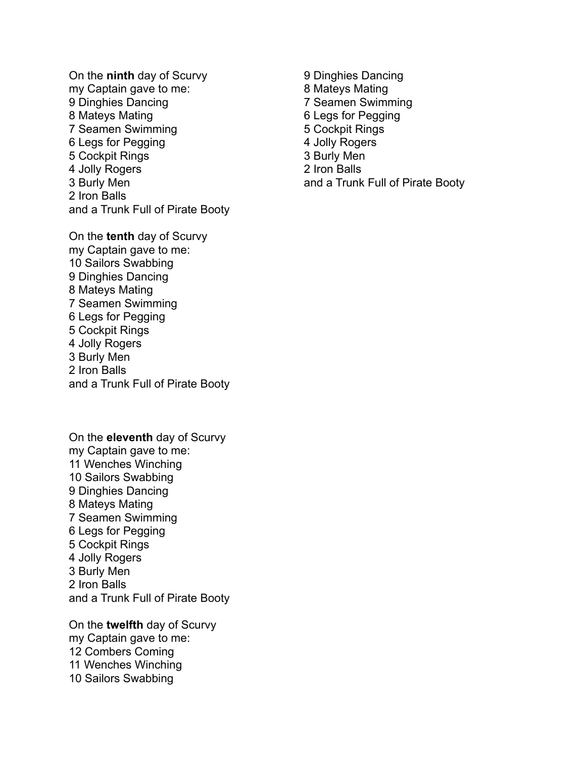On the **ninth** day of Scurvy
my Captain gave to me:
9 Dinghies Dancing
8 Mateys Mating
7 Seamen Swimming
6 Legs for Pegging
5 Cockpit Rings
4 Jolly Rogers
3 Burly Men
2 Iron Balls
and a Trunk Full of Pirate Booty

On the **tenth** day of Scurvy
my Captain gave to me:
10 Sailors Swabbing
9 Dinghies Dancing
8 Mateys Mating
7 Seamen Swimming
6 Legs for Pegging
5 Cockpit Rings
4 Jolly Rogers
3 Burly Men
2 Iron Balls
and a Trunk Full of Pirate Booty

On the **eleventh** day of Scurvy
my Captain gave to me:
11 Wenches Winching
10 Sailors Swabbing
9 Dinghies Dancing
8 Mateys Mating
7 Seamen Swimming
6 Legs for Pegging
5 Cockpit Rings
4 Jolly Rogers
3 Burly Men
2 Iron Balls
and a Trunk Full of Pirate Booty

On the **twelfth** day of Scurvy
my Captain gave to me:
12 Combers Coming
11 Wenches Winching
10 Sailors Swabbing
9 Dinghies Dancing
8 Mateys Mating
7 Seamen Swimming
6 Legs for Pegging
5 Cockpit Rings
4 Jolly Rogers
3 Burly Men
2 Iron Balls
and a Trunk Full of Pirate Booty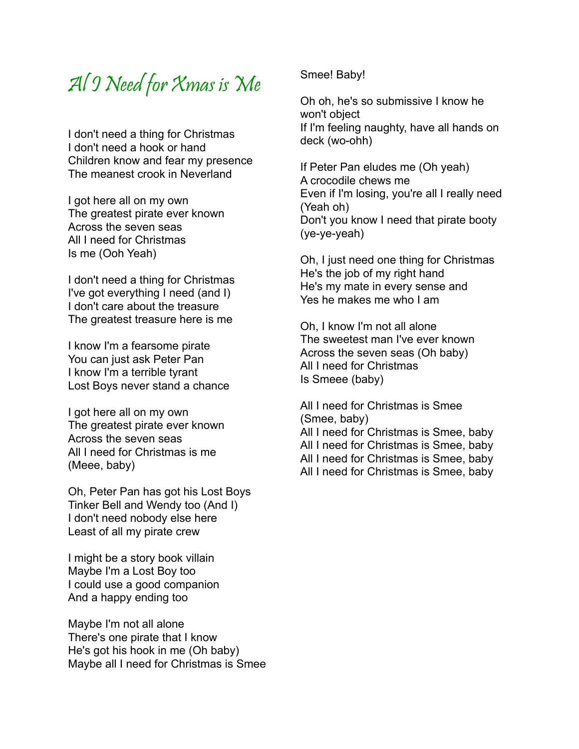# Al I Need for Xmas is Me

I don't need a thing for Christmas
I don't need a hook or hand
Children know and fear my presence
The meanest crook in Neverland

I got here all on my own
The greatest pirate ever known
Across the seven seas
All I need for Christmas
Is me (Ooh Yeah)

I don't need a thing for Christmas
I've got everything I need (and I)
I don't care about the treasure
The greatest treasure here is me

I know I'm a fearsome pirate
You can just ask Peter Pan
I know I'm a terrible tyrant
Lost Boys never stand a chance

I got here all on my own
The greatest pirate ever known
Across the seven seas
All I need for Christmas is me
(Meee, baby)

Oh, Peter Pan has got his Lost Boys
Tinker Bell and Wendy too (And I)
I don't need nobody else here
Least of all my pirate crew

I might be a story book villain
Maybe I'm a Lost Boy too
I could use a good companion
And a happy ending too

Maybe I'm not all alone
There's one pirate that I know
He's got his hook in me (Oh baby)
Maybe all I need for Christmas is Smee

Smee! Baby!

Oh oh, he's so submissive I know he won't object
If I'm feeling naughty, have all hands on deck (wo-ohh)

If Peter Pan eludes me (Oh yeah)
A crocodile chews me
Even if I'm losing, you're all I really need (Yeah oh)
Don't you know I need that pirate booty (ye-ye-yeah)

Oh, I just need one thing for Christmas
He's the job of my right hand
He's my mate in every sense and
Yes he makes me who I am

Oh, I know I'm not all alone
The sweetest man I've ever known
Across the seven seas (Oh baby)
All I need for Christmas
Is Smeee (baby)

All I need for Christmas is Smee
(Smee, baby)
All I need for Christmas is Smee, baby
All I need for Christmas is Smee, baby
All I need for Christmas is Smee, baby
All I need for Christmas is Smee, baby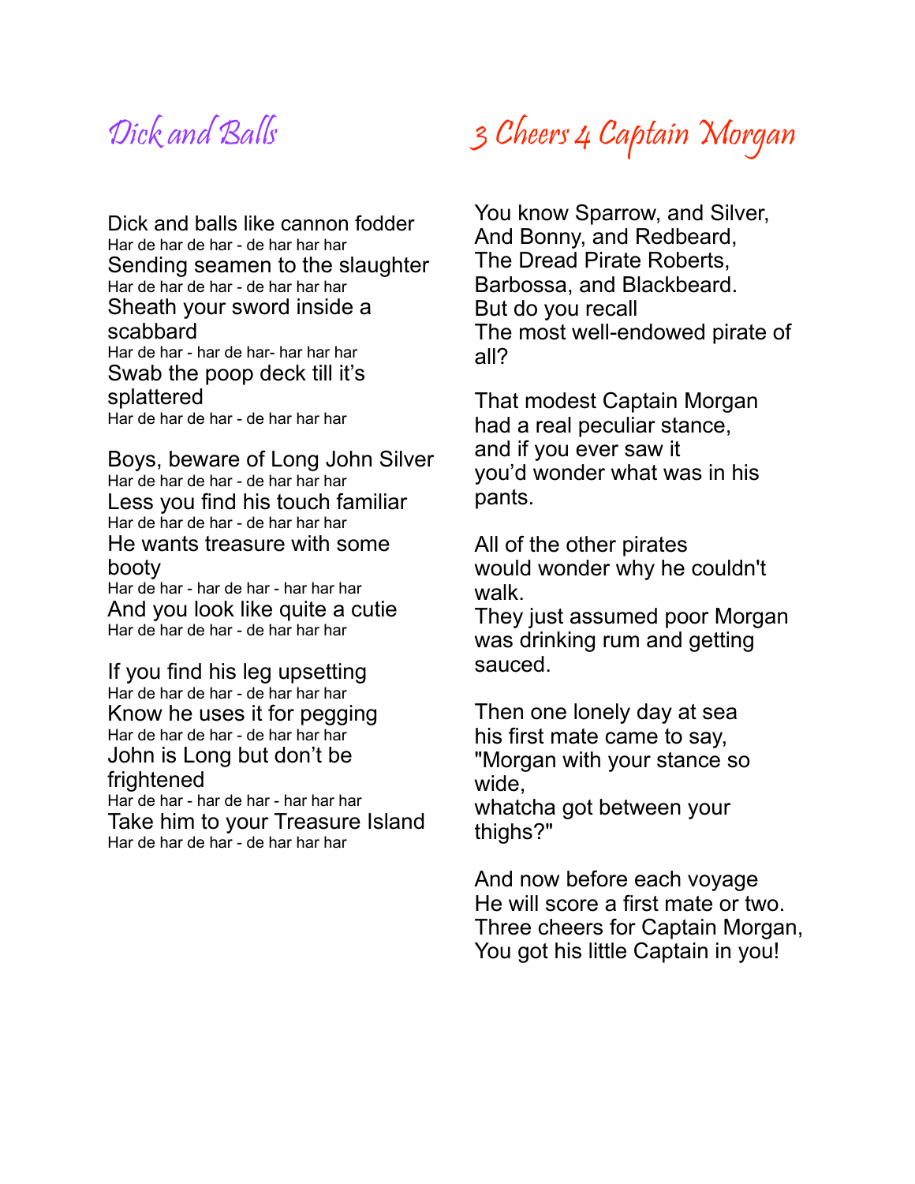## Dick and Balls

Dick and balls like cannon fodder
Har de har de har - de har har har
Sending seamen to the slaughter
Har de har de har - de har har har
Sheath your sword inside a scabbard
Har de har - har de har- har har har
Swab the poop deck till it's splattered
Har de har de har - de har har har

Boys, beware of Long John Silver
Har de har de har - de har har har
Less you find his touch familiar
Har de har de har - de har har har
He wants treasure with some booty
Har de har - har de har - har har har
And you look like quite a cutie
Har de har de har - de har har har

If you find his leg upsetting
Har de har de har - de har har har
Know he uses it for pegging
Har de har de har - de har har har
John is Long but don't be frightened
Har de har - har de har - har har har
Take him to your Treasure Island
Har de har de har - de har har har

## 3 Cheers 4 Captain Morgan

You know Sparrow, and Silver,
And Bonny, and Redbeard,
The Dread Pirate Roberts,
Barbossa, and Blackbeard.
But do you recall
The most well-endowed pirate of all?

That modest Captain Morgan
had a real peculiar stance,
and if you ever saw it
you'd wonder what was in his pants.

All of the other pirates
would wonder why he couldn't walk.
They just assumed poor Morgan
was drinking rum and getting sauced.

Then one lonely day at sea
his first mate came to say,
"Morgan with your stance so wide,
whatcha got between your thighs?"

And now before each voyage
He will score a first mate or two.
Three cheers for Captain Morgan,
You got his little Captain in you!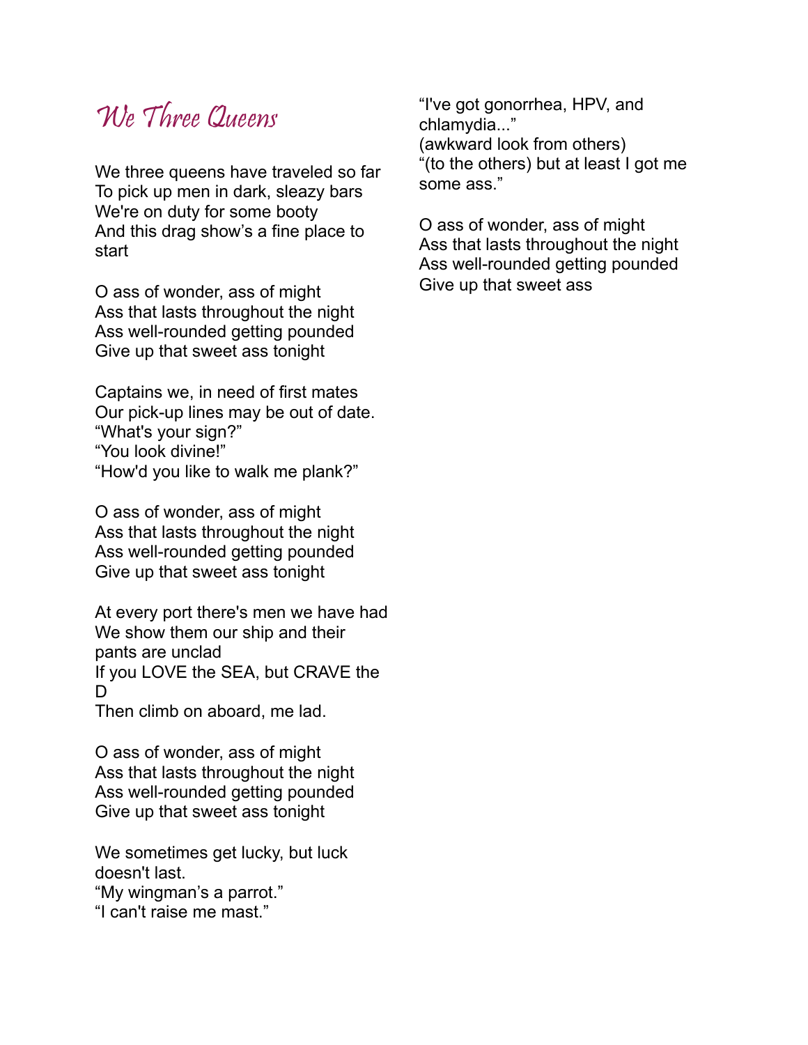# *We Three Queens*

We three queens have traveled so far
To pick up men in dark, sleazy bars
We're on duty for some booty
And this drag show's a fine place to start

O ass of wonder, ass of might
Ass that lasts throughout the night
Ass well-rounded getting pounded
Give up that sweet ass tonight

Captains we, in need of first mates
Our pick-up lines may be out of date.
"What's your sign?"
"You look divine!"
"How'd you like to walk me plank?"

O ass of wonder, ass of might
Ass that lasts throughout the night
Ass well-rounded getting pounded
Give up that sweet ass tonight

At every port there's men we have had
We show them our ship and their pants are unclad
If you LOVE the SEA, but CRAVE the D
Then climb on aboard, me lad.

O ass of wonder, ass of might
Ass that lasts throughout the night
Ass well-rounded getting pounded
Give up that sweet ass tonight

We sometimes get lucky, but luck doesn't last.
"My wingman's a parrot."
"I can't raise me mast."
"I've got gonorrhea, HPV, and chlamydia..."
(awkward look from others)
"(to the others) but at least I got me some ass."

O ass of wonder, ass of might
Ass that lasts throughout the night
Ass well-rounded getting pounded
Give up that sweet ass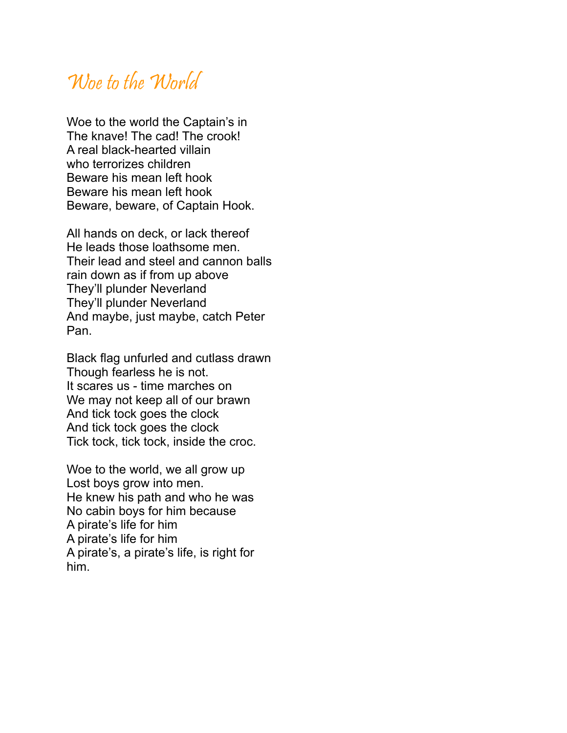# Woe to the World

Woe to the world the Captain's in
The knave! The cad! The crook!
A real black-hearted villain
who terrorizes children
Beware his mean left hook
Beware his mean left hook
Beware, beware, of Captain Hook.

All hands on deck, or lack thereof
He leads those loathsome men.
Their lead and steel and cannon balls
rain down as if from up above
They'll plunder Neverland
They'll plunder Neverland
And maybe, just maybe, catch Peter Pan.

Black flag unfurled and cutlass drawn
Though fearless he is not.
It scares us - time marches on
We may not keep all of our brawn
And tick tock goes the clock
And tick tock goes the clock
Tick tock, tick tock, inside the croc.

Woe to the world, we all grow up
Lost boys grow into men.
He knew his path and who he was
No cabin boys for him because
A pirate's life for him
A pirate's life for him
A pirate's, a pirate's life, is right for him.